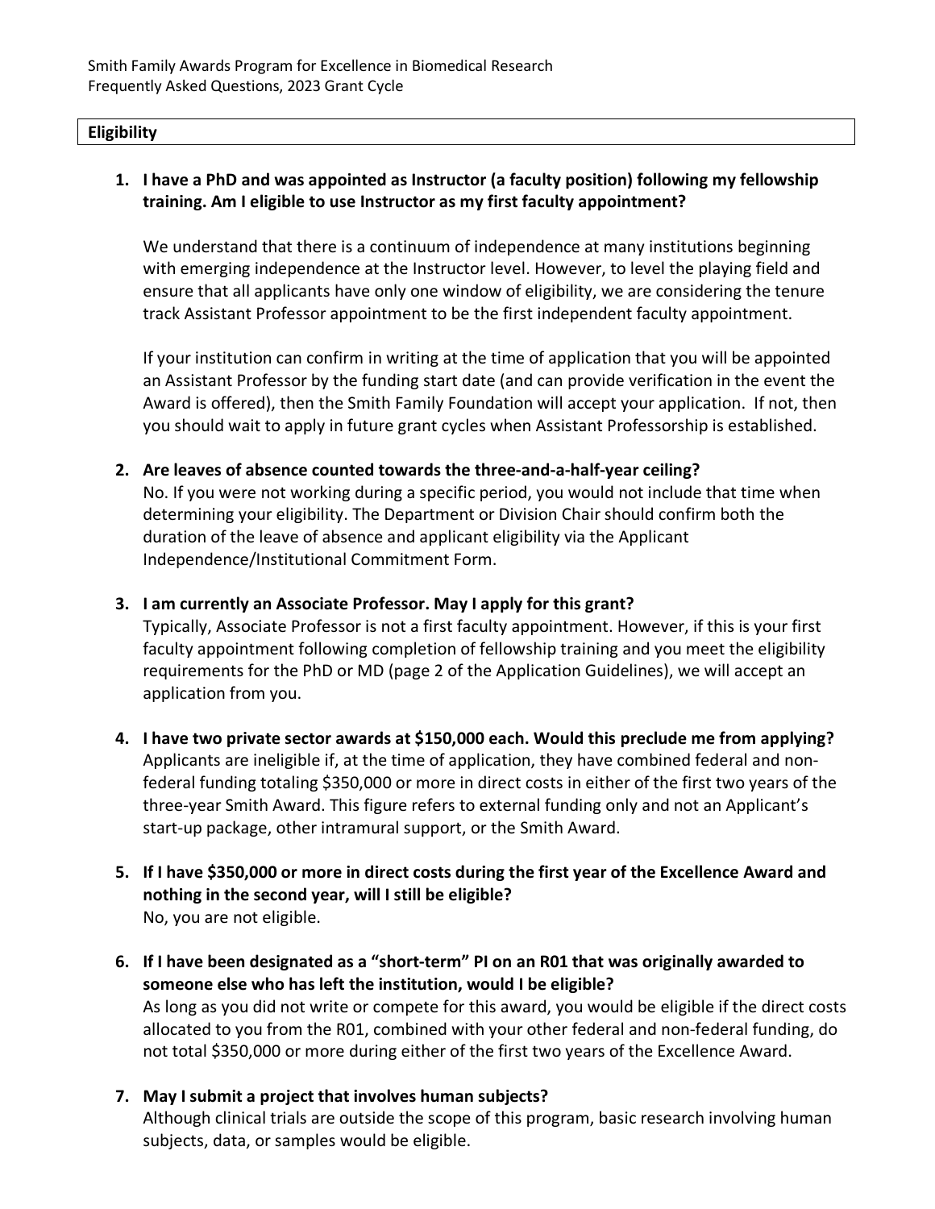Smith Family Awards Program for Excellence in Biomedical Research
Frequently Asked Questions, 2023 Grant Cycle

## Eligibility

1. **I have a PhD and was appointed as Instructor (a faculty position) following my fellowship training. Am I eligible to use Instructor as my first faculty appointment?**

   We understand that there is a continuum of independence at many institutions beginning with emerging independence at the Instructor level. However, to level the playing field and ensure that all applicants have only one window of eligibility, we are considering the tenure track Assistant Professor appointment to be the first independent faculty appointment.

   If your institution can confirm in writing at the time of application that you will be appointed an Assistant Professor by the funding start date (and can provide verification in the event the Award is offered), then the Smith Family Foundation will accept your application. If not, then you should wait to apply in future grant cycles when Assistant Professorship is established.

2. **Are leaves of absence counted towards the three-and-a-half-year ceiling?**
   No. If you were not working during a specific period, you would not include that time when determining your eligibility. The Department or Division Chair should confirm both the duration of the leave of absence and applicant eligibility via the Applicant Independence/Institutional Commitment Form.

3. **I am currently an Associate Professor. May I apply for this grant?**
   Typically, Associate Professor is not a first faculty appointment. However, if this is your first faculty appointment following completion of fellowship training and you meet the eligibility requirements for the PhD or MD (page 2 of the Application Guidelines), we will accept an application from you.

4. **I have two private sector awards at $150,000 each. Would this preclude me from applying?**
   Applicants are ineligible if, at the time of application, they have combined federal and non-federal funding totaling $350,000 or more in direct costs in either of the first two years of the three-year Smith Award. This figure refers to external funding only and not an Applicant's start-up package, other intramural support, or the Smith Award.

5. **If I have $350,000 or more in direct costs during the first year of the Excellence Award and nothing in the second year, will I still be eligible?**
   No, you are not eligible.

6. **If I have been designated as a "short-term" PI on an R01 that was originally awarded to someone else who has left the institution, would I be eligible?**
   As long as you did not write or compete for this award, you would be eligible if the direct costs allocated to you from the R01, combined with your other federal and non-federal funding, do not total $350,000 or more during either of the first two years of the Excellence Award.

7. **May I submit a project that involves human subjects?**
   Although clinical trials are outside the scope of this program, basic research involving human subjects, data, or samples would be eligible.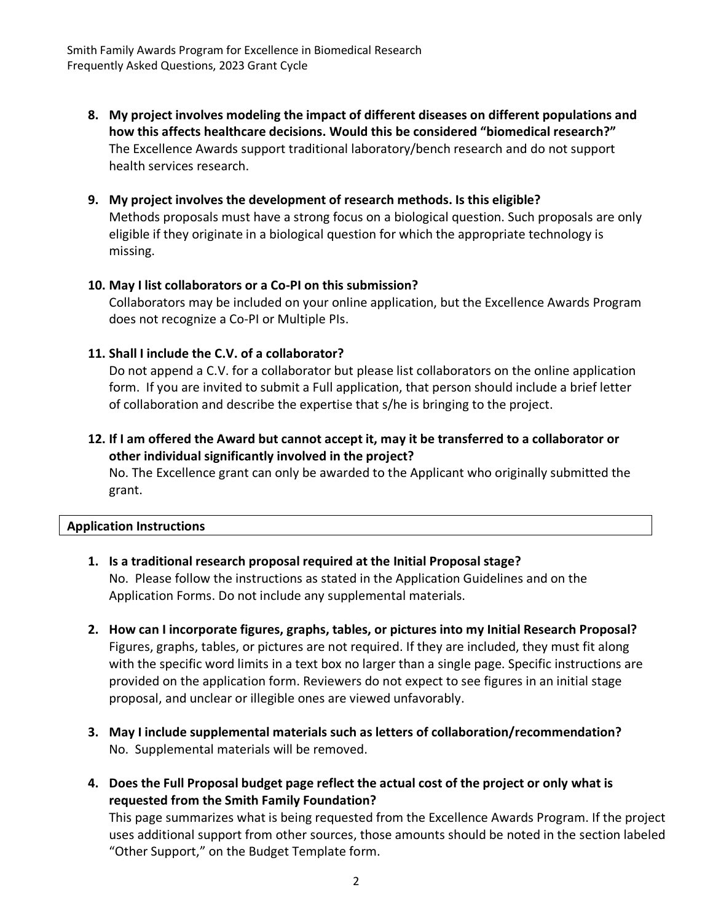8. **My project involves modeling the impact of different diseases on different populations and how this affects healthcare decisions. Would this be considered "biomedical research?"**
   The Excellence Awards support traditional laboratory/bench research and do not support health services research.

9. **My project involves the development of research methods. Is this eligible?**
   Methods proposals must have a strong focus on a biological question. Such proposals are only eligible if they originate in a biological question for which the appropriate technology is missing.

10. **May I list collaborators or a Co-PI on this submission?**
    Collaborators may be included on your online application, but the Excellence Awards Program does not recognize a Co-PI or Multiple PIs.

11. **Shall I include the C.V. of a collaborator?**
    Do not append a C.V. for a collaborator but please list collaborators on the online application form. If you are invited to submit a Full application, that person should include a brief letter of collaboration and describe the expertise that s/he is bringing to the project.

12. **If I am offered the Award but cannot accept it, may it be transferred to a collaborator or other individual significantly involved in the project?**
    No. The Excellence grant can only be awarded to the Applicant who originally submitted the grant.

## Application Instructions

1. **Is a traditional research proposal required at the Initial Proposal stage?**
   No. Please follow the instructions as stated in the Application Guidelines and on the Application Forms. Do not include any supplemental materials.

2. **How can I incorporate figures, graphs, tables, or pictures into my Initial Research Proposal?**
   Figures, graphs, tables, or pictures are not required. If they are included, they must fit along with the specific word limits in a text box no larger than a single page. Specific instructions are provided on the application form. Reviewers do not expect to see figures in an initial stage proposal, and unclear or illegible ones are viewed unfavorably.

3. **May I include supplemental materials such as letters of collaboration/recommendation?**
   No. Supplemental materials will be removed.

4. **Does the Full Proposal budget page reflect the actual cost of the project or only what is requested from the Smith Family Foundation?**
   This page summarizes what is being requested from the Excellence Awards Program. If the project uses additional support from other sources, those amounts should be noted in the section labeled "Other Support," on the Budget Template form.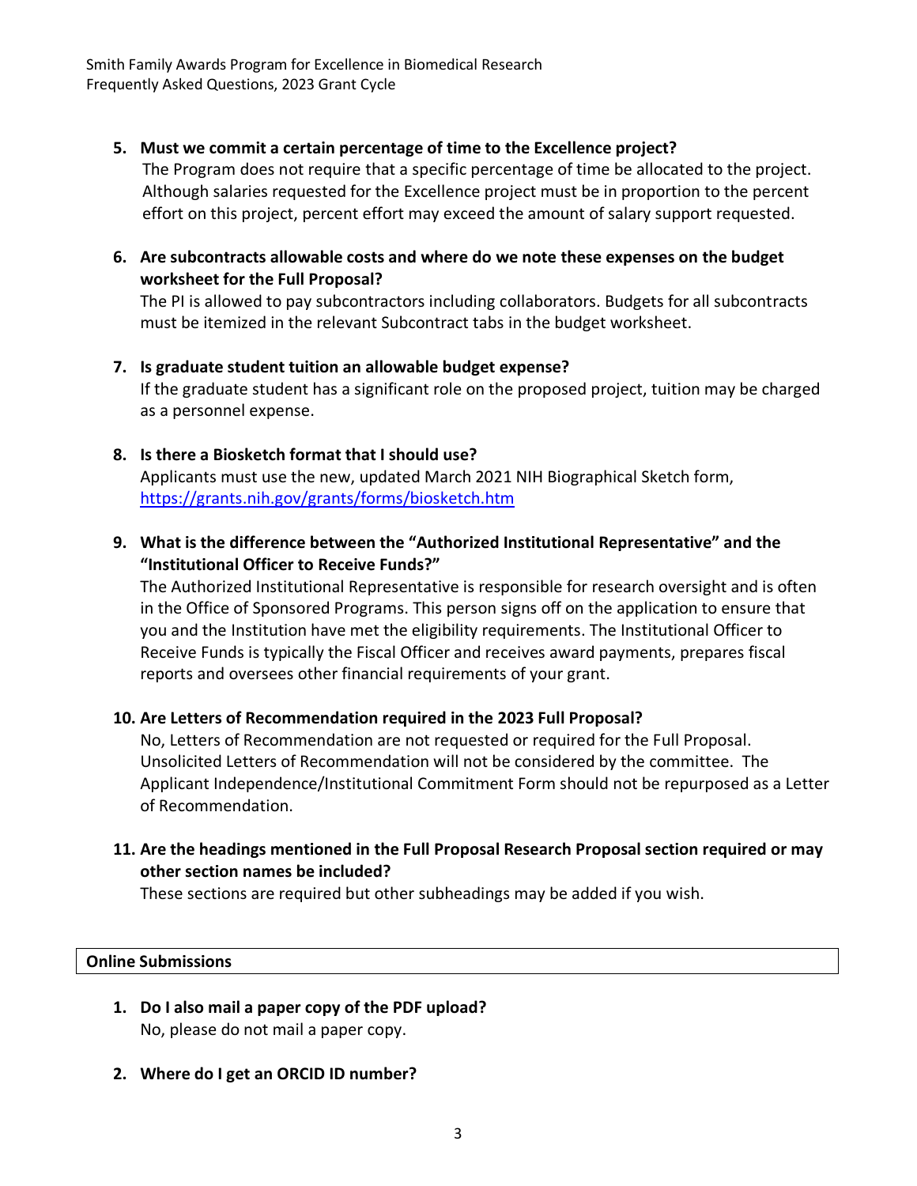5. **Must we commit a certain percentage of time to the Excellence project?**
   The Program does not require that a specific percentage of time be allocated to the project. Although salaries requested for the Excellence project must be in proportion to the percent effort on this project, percent effort may exceed the amount of salary support requested.

6. **Are subcontracts allowable costs and where do we note these expenses on the budget worksheet for the Full Proposal?**
   The PI is allowed to pay subcontractors including collaborators. Budgets for all subcontracts must be itemized in the relevant Subcontract tabs in the budget worksheet.

7. **Is graduate student tuition an allowable budget expense?**
   If the graduate student has a significant role on the proposed project, tuition may be charged as a personnel expense.

8. **Is there a Biosketch format that I should use?**
   Applicants must use the new, updated March 2021 NIH Biographical Sketch form, https://grants.nih.gov/grants/forms/biosketch.htm

9. **What is the difference between the "Authorized Institutional Representative" and the "Institutional Officer to Receive Funds?"**
   The Authorized Institutional Representative is responsible for research oversight and is often in the Office of Sponsored Programs. This person signs off on the application to ensure that you and the Institution have met the eligibility requirements. The Institutional Officer to Receive Funds is typically the Fiscal Officer and receives award payments, prepares fiscal reports and oversees other financial requirements of your grant.

10. **Are Letters of Recommendation required in the 2023 Full Proposal?**
    No, Letters of Recommendation are not requested or required for the Full Proposal. Unsolicited Letters of Recommendation will not be considered by the committee. The Applicant Independence/Institutional Commitment Form should not be repurposed as a Letter of Recommendation.

11. **Are the headings mentioned in the Full Proposal Research Proposal section required or may other section names be included?**
    These sections are required but other subheadings may be added if you wish.

## Online Submissions

1. **Do I also mail a paper copy of the PDF upload?**
   No, please do not mail a paper copy.

2. **Where do I get an ORCID ID number?**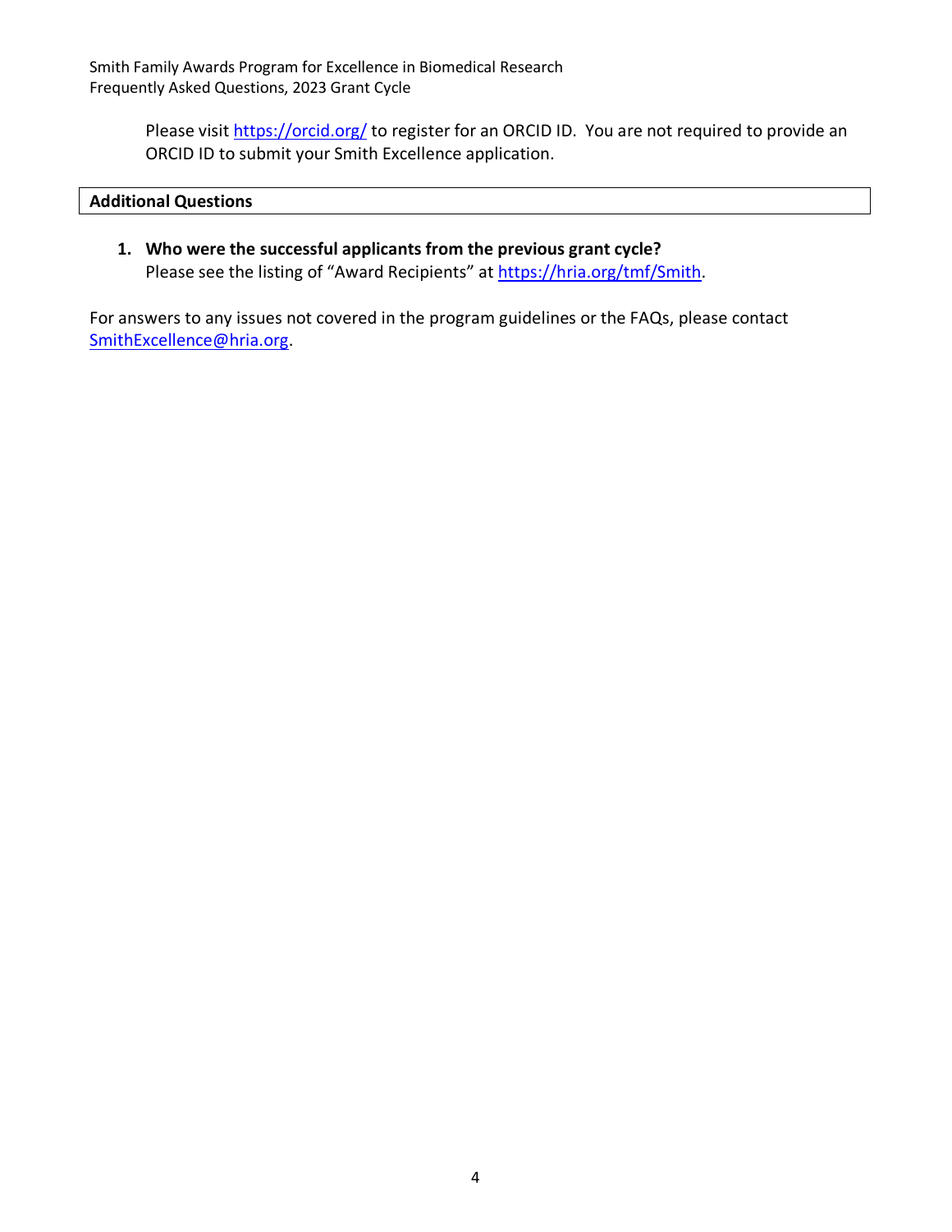Please visit https://orcid.org/ to register for an ORCID ID. You are not required to provide an ORCID ID to submit your Smith Excellence application.

## Additional Questions

1. **Who were the successful applicants from the previous grant cycle?**
   Please see the listing of “Award Recipients” at https://hria.org/tmf/Smith.

For answers to any issues not covered in the program guidelines or the FAQs, please contact SmithExcellence@hria.org.